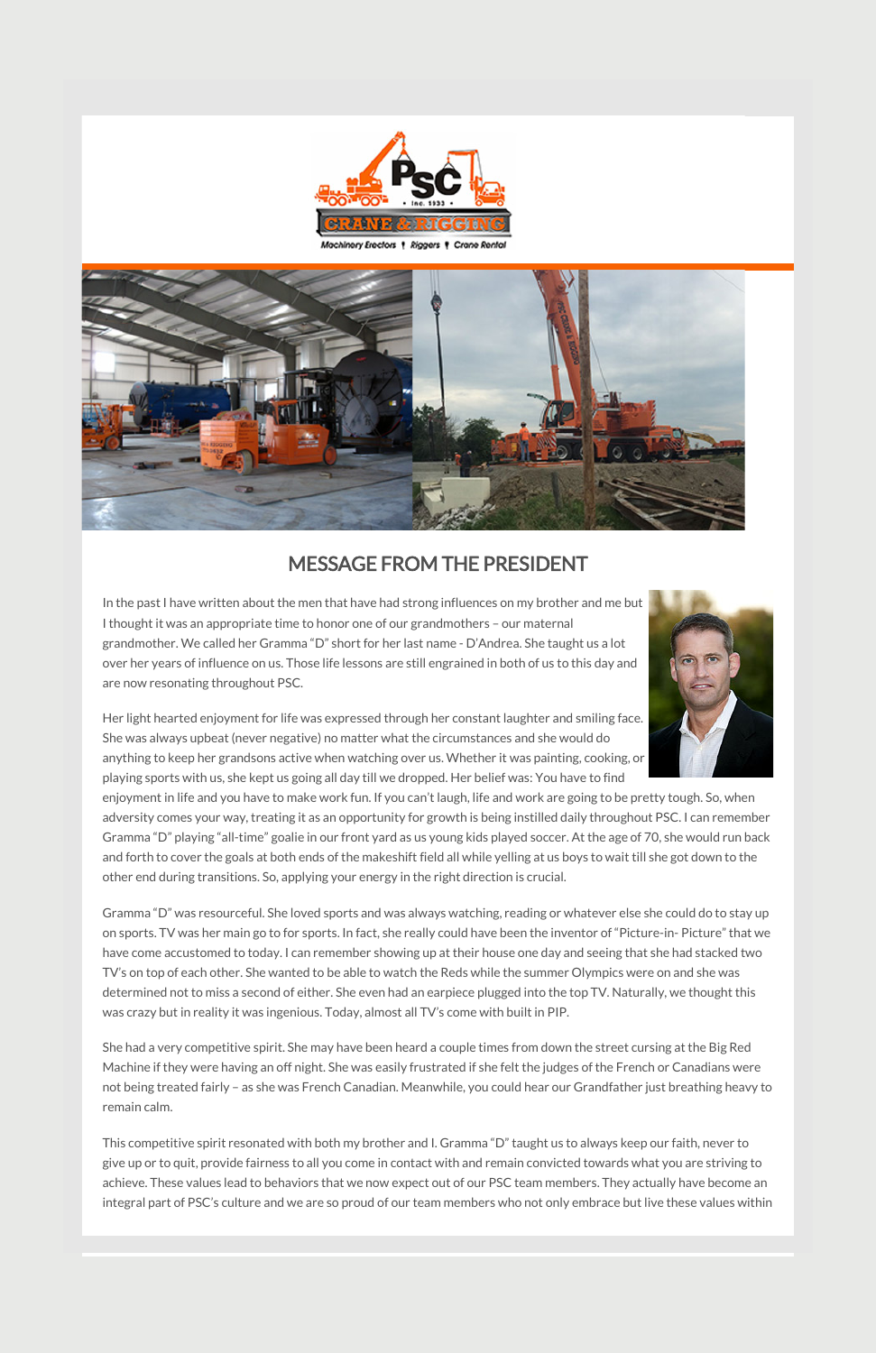## MESSAGE FROM THE PRESIDENT

In the past I have written about the men that have had strong influences on my brother and me but I thought it was an appropriate time to honor one of our grandmothers – our maternal grandmother. We called her Gramma "D" short for her last name - D'Andrea. She taught us a lot over her years of influence on us. Those life lessons are still engrained in both of us to this day and are now resonating throughout PSC.

Her light hearted enjoyment for life was expressed through her constant laughter and smiling face. She was always upbeat (never negative) no matter what the circumstances and she would do anything to keep her grandsons active when watching over us. Whether it was painting, cooking, or playing sports with us, she kept us going all day till we dropped. Her belief was: You have to find enjoyment in life and you have to make work fun. If you can't laugh, life and work are going to be pretty tough. So, when adversity comes your way, treating it as an opportunity for growth is being instilled daily throughout PSC. I can remember Gramma "D" playing "all-time" goalie in our front yard as us young kids played soccer. At the age of 70, she would run back and forth to cover the goals at both ends of the makeshift field all while yelling at us boys to wait till she got down to the other end during transitions. So, applying your energy in the right direction is crucial.

Gramma "D" was resourceful. She loved sports and was always watching, reading or whatever else she could do to stay up on sports. TV was her main go to for sports. In fact, she really could have been the inventor of "Picture-in- Picture" that we have come accustomed to today. I can remember showing up at their house one day and seeing that she had stacked two TV's on top of each other. She wanted to be able to watch the Reds while the summer Olympics were on and she was determined not to miss a second of either. She even had an earpiece plugged into the top TV. Naturally, we thought this was crazy but in reality it was ingenious. Today, almost all TV's come with built in PIP.

She had a very competitive spirit. She may have been heard a couple times from down the street cursing at the Big Red Machine if they were having an off night. She was easily frustrated if she felt the judges of the French or Canadians were not being treated fairly – as she was French Canadian. Meanwhile, you could hear our Grandfather just breathing heavy to remain calm.

This competitive spirit resonated with both my brother and I. Gramma "D" taught us to always keep our faith, never to give up or to quit, provide fairness to all you come in contact with and remain convicted towards what you are striving to achieve. These values lead to behaviors that we now expect out of our PSC team members. They actually have become an integral part of PSC's culture and we are so proud of our team members who not only embrace but live these values within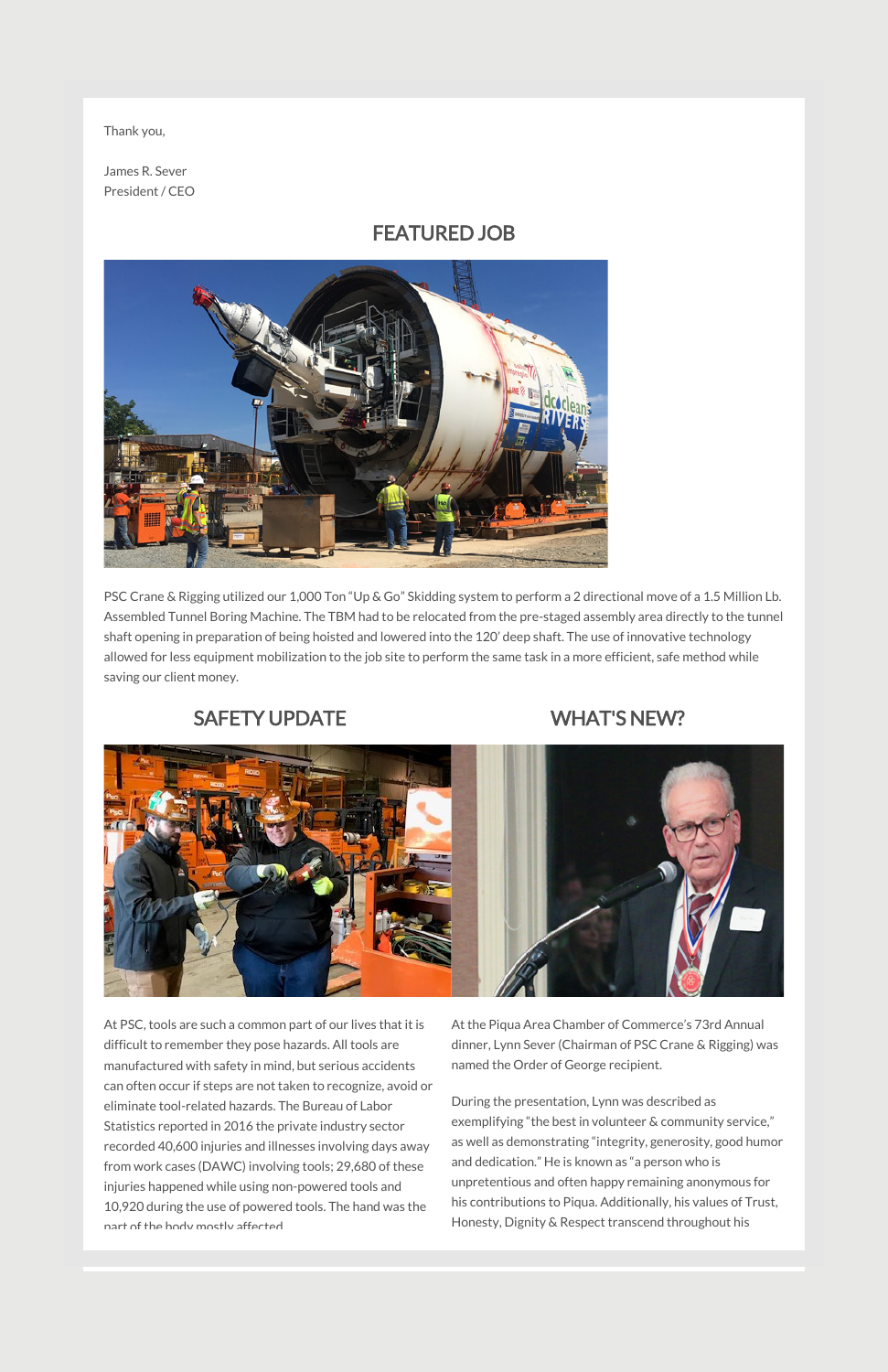Thank you,

James R. Sever
President / CEO

## FEATURED JOB

PSC Crane & Rigging utilized our 1,000 Ton "Up & Go" Skidding system to perform a 2 directional move of a 1.5 Million Lb. Assembled Tunnel Boring Machine. The TBM had to be relocated from the pre-staged assembly area directly to the tunnel shaft opening in preparation of being hoisted and lowered into the 120' deep shaft. The use of innovative technology allowed for less equipment mobilization to the job site to perform the same task in a more efficient, safe method while saving our client money.

## SAFETY UPDATE

At PSC, tools are such a common part of our lives that it is difficult to remember they pose hazards. All tools are manufactured with safety in mind, but serious accidents can often occur if steps are not taken to recognize, avoid or eliminate tool-related hazards. The Bureau of Labor Statistics reported in 2016 the private industry sector recorded 40,600 injuries and illnesses involving days away from work cases (DAWC) involving tools; 29,680 of these injuries happened while using non-powered tools and 10,920 during the use of powered tools. The hand was the part of the body mostly affected

## WHAT'S NEW?

At the Piqua Area Chamber of Commerce's 73rd Annual dinner, Lynn Sever (Chairman of PSC Crane & Rigging) was named the Order of George recipient.

During the presentation, Lynn was described as exemplifying "the best in volunteer & community service," as well as demonstrating "integrity, generosity, good humor and dedication." He is known as "a person who is unpretentious and often happy remaining anonymous for his contributions to Piqua. Additionally, his values of Trust, Honesty, Dignity & Respect transcend throughout his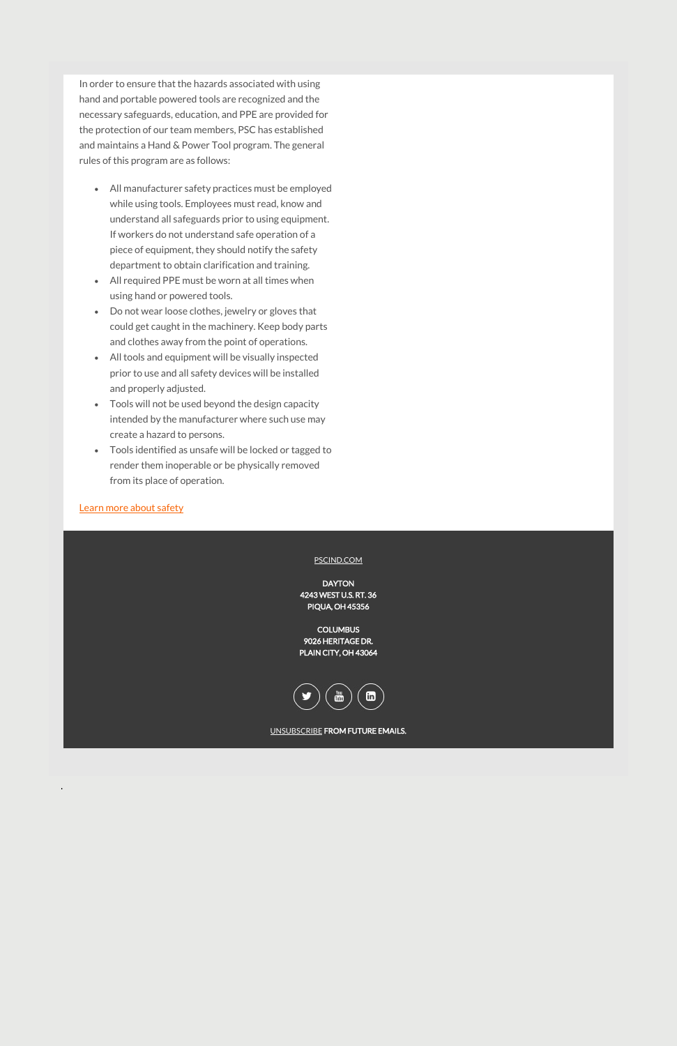In order to ensure that the hazards associated with using hand and portable powered tools are recognized and the necessary safeguards, education, and PPE are provided for the protection of our team members, PSC has established and maintains a Hand & Power Tool program. The general rules of this program are as follows:

- All manufacturer safety practices must be employed while using tools. Employees must read, know and understand all safeguards prior to using equipment. If workers do not understand safe operation of a piece of equipment, they should notify the safety department to obtain clarification and training.
- All required PPE must be worn at all times when using hand or powered tools.
- Do not wear loose clothes, jewelry or gloves that could get caught in the machinery. Keep body parts and clothes away from the point of operations.
- All tools and equipment will be visually inspected prior to use and all safety devices will be installed and properly adjusted.
- Tools will not be used beyond the design capacity intended by the manufacturer where such use may create a hazard to persons.
- Tools identified as unsafe will be locked or tagged to render them inoperable or be physically removed from its place of operation.

Learn more about safety

PSCIND.COM

**DAYTON**
**4243 WEST U.S. RT. 36**
**PIQUA, OH 45356**

**COLUMBUS**
**9026 HERITAGE DR.**
**PLAIN CITY, OH 43064**

UNSUBSCRIBE **FROM FUTURE EMAILS.**